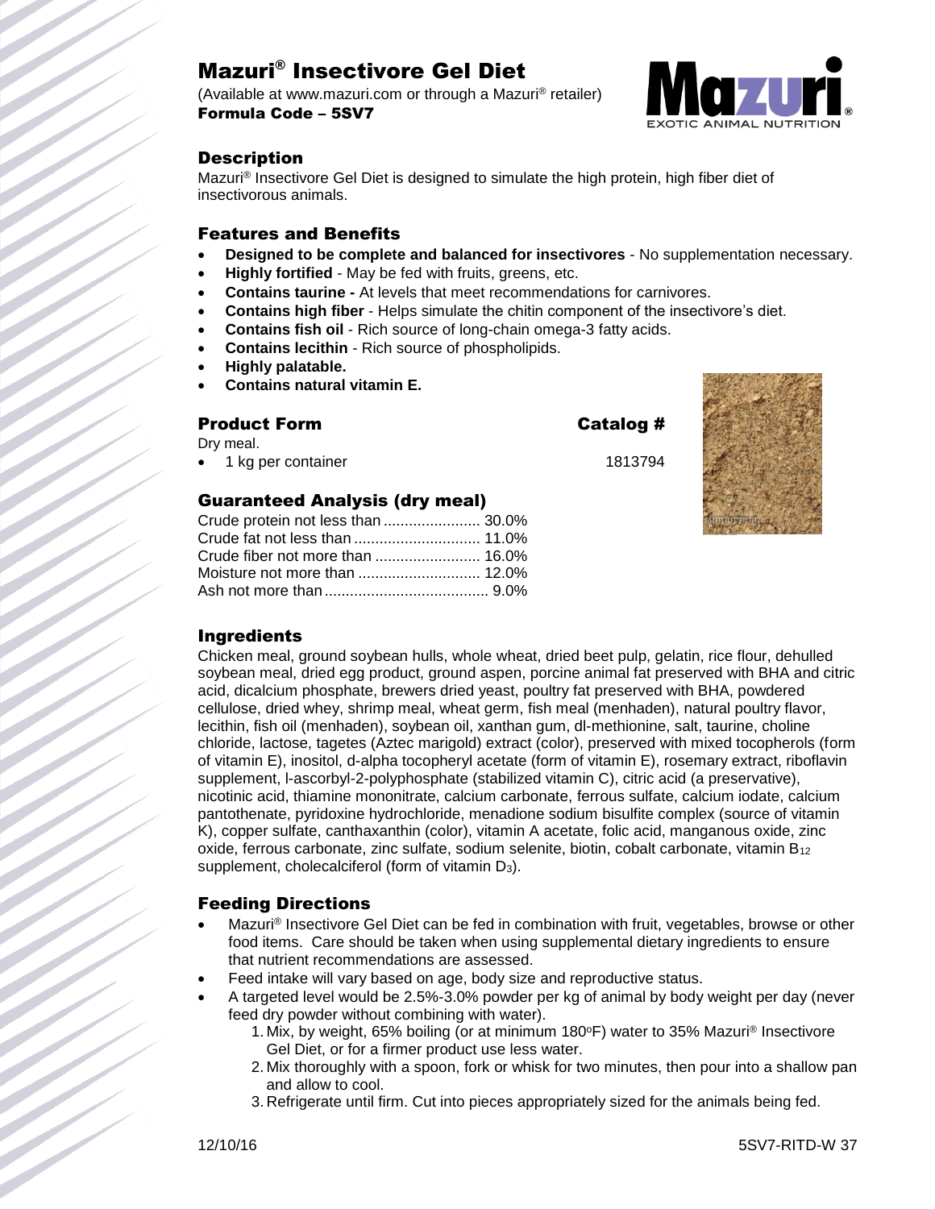# Mazuri® Insectivore Gel Diet

(Available at www.mazuri.com or through a Mazuri® retailer)

**Formula Code – 5SV7**

## Description

Mazuri® Insectivore Gel Diet is designed to simulate the high protein, high fiber diet of insectivorous animals.

## Features and Benefits

- **Designed to be complete and balanced for insectivores** - No supplementation necessary.
- **Highly fortified** - May be fed with fruits, greens, etc.
- **Contains taurine -** At levels that meet recommendations for carnivores.
- **Contains high fiber** - Helps simulate the chitin component of the insectivore's diet.
- **Contains fish oil** - Rich source of long-chain omega-3 fatty acids.
- **Contains lecithin** - Rich source of phospholipids.
- **Highly palatable.**
- **Contains natural vitamin E.**

## Product Form

Dry meal.

| Product Form | Catalog # |
|---|---|
| 1 kg per container | 1813794 |

## Guaranteed Analysis (dry meal)

| | |
|---|---|
| Crude protein not less than | 30.0% |
| Crude fat not less than | 11.0% |
| Crude fiber not more than | 16.0% |
| Moisture not more than | 12.0% |
| Ash not more than | 9.0% |

## Ingredients

Chicken meal, ground soybean hulls, whole wheat, dried beet pulp, gelatin, rice flour, dehulled soybean meal, dried egg product, ground aspen, porcine animal fat preserved with BHA and citric acid, dicalcium phosphate, brewers dried yeast, poultry fat preserved with BHA, powdered cellulose, dried whey, shrimp meal, wheat germ, fish meal (menhaden), natural poultry flavor, lecithin, fish oil (menhaden), soybean oil, xanthan gum, dl-methionine, salt, taurine, choline chloride, lactose, tagetes (Aztec marigold) extract (color), preserved with mixed tocopherols (form of vitamin E), inositol, d-alpha tocopheryl acetate (form of vitamin E), rosemary extract, riboflavin supplement, l-ascorbyl-2-polyphosphate (stabilized vitamin C), citric acid (a preservative), nicotinic acid, thiamine mononitrate, calcium carbonate, ferrous sulfate, calcium iodate, calcium pantothenate, pyridoxine hydrochloride, menadione sodium bisulfite complex (source of vitamin K), copper sulfate, canthaxanthin (color), vitamin A acetate, folic acid, manganous oxide, zinc oxide, ferrous carbonate, zinc sulfate, sodium selenite, biotin, cobalt carbonate, vitamin $B_{12}$ supplement, cholecalciferol (form of vitamin $D_3$).

## Feeding Directions

- Mazuri® Insectivore Gel Diet can be fed in combination with fruit, vegetables, browse or other food items. Care should be taken when using supplemental dietary ingredients to ensure that nutrient recommendations are assessed.
- Feed intake will vary based on age, body size and reproductive status.
- A targeted level would be 2.5%-3.0% powder per kg of animal by body weight per day (never feed dry powder without combining with water).
  1. Mix, by weight, 65% boiling (or at minimum 180°F) water to 35% Mazuri® Insectivore Gel Diet, or for a firmer product use less water.
  2. Mix thoroughly with a spoon, fork or whisk for two minutes, then pour into a shallow pan and allow to cool.
  3. Refrigerate until firm. Cut into pieces appropriately sized for the animals being fed.

12/10/16 5SV7-RITD-W 37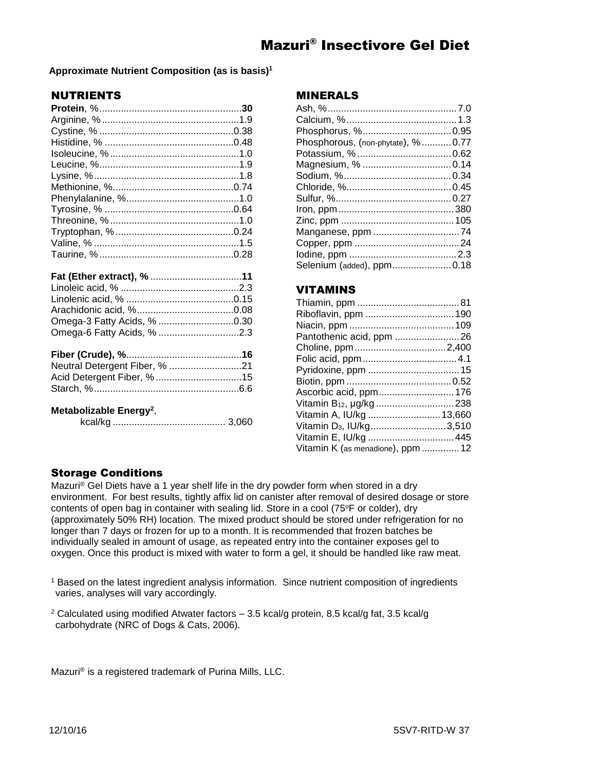# Mazuri® Insectivore Gel Diet

**Approximate Nutrient Composition (as is basis)[1]**

## NUTRIENTS

| | |
|---|---|
| **Protein**, % | **30** |
| Arginine, % | 1.9 |
| Cystine, % | 0.38 |
| Histidine, % | 0.48 |
| Isoleucine, % | 1.0 |
| Leucine, % | 1.9 |
| Lysine, % | 1.8 |
| Methionine, % | 0.74 |
| Phenylalanine, % | 1.0 |
| Tyrosine, % | 0.64 |
| Threonine, % | 1.0 |
| Tryptophan, % | 0.24 |
| Valine, % | 1.5 |
| Taurine, % | 0.28 |
| **Fat (Ether extract), %** | **11** |
| Linoleic acid, % | 2.3 |
| Linolenic acid, % | 0.15 |
| Arachidonic acid, % | 0.08 |
| Omega-3 Fatty Acids, % | 0.30 |
| Omega-6 Fatty Acids, % | 2.3 |
| **Fiber (Crude), %** | **16** |
| Neutral Detergent Fiber, % | 21 |
| Acid Detergent Fiber, % | 15 |
| Starch, % | 6.6 |
| **Metabolizable Energy[2]**, kcal/kg | 3,060 |

## MINERALS

| | |
|---|---|
| Ash, % | 7.0 |
| Calcium, % | 1.3 |
| Phosphorus, % | 0.95 |
| Phosphorous, (non-phytate), % | 0.77 |
| Potassium, % | 0.62 |
| Magnesium, % | 0.14 |
| Sodium, % | 0.34 |
| Chloride, % | 0.45 |
| Sulfur, % | 0.27 |
| Iron, ppm | 380 |
| Zinc, ppm | 105 |
| Manganese, ppm | 74 |
| Copper, ppm | 24 |
| Iodine, ppm | 2.3 |
| Selenium (added), ppm | 0.18 |

## VITAMINS

| | |
|---|---|
| Thiamin, ppm | 81 |
| Riboflavin, ppm | 190 |
| Niacin, ppm | 109 |
| Pantothenic acid, ppm | 26 |
| Choline, ppm | 2,400 |
| Folic acid, ppm | 4.1 |
| Pyridoxine, ppm | 15 |
| Biotin, ppm | 0.52 |
| Ascorbic acid, ppm | 176 |
| Vitamin $B_{12}$, µg/kg | 238 |
| Vitamin A, IU/kg | 13,660 |
| Vitamin $D_3$, IU/kg | 3,510 |
| Vitamin E, IU/kg | 445 |
| Vitamin K (as menadione), ppm | 12 |

## Storage Conditions

Mazuri® Gel Diets have a 1 year shelf life in the dry powder form when stored in a dry environment. For best results, tightly affix lid on canister after removal of desired dosage or store contents of open bag in container with sealing lid. Store in a cool (75°F or colder), dry (approximately 50% RH) location. The mixed product should be stored under refrigeration for no longer than 7 days or frozen for up to a month. It is recommended that frozen batches be individually sealed in amount of usage, as repeated entry into the container exposes gel to oxygen. Once this product is mixed with water to form a gel, it should be handled like raw meat.

[1] Based on the latest ingredient analysis information. Since nutrient composition of ingredients varies, analyses will vary accordingly.

[2] Calculated using modified Atwater factors – 3.5 kcal/g protein, 8.5 kcal/g fat, 3.5 kcal/g carbohydrate (NRC of Dogs & Cats, 2006).

Mazuri® is a registered trademark of Purina Mills, LLC.

12/10/16 5SV7-RITD-W 37